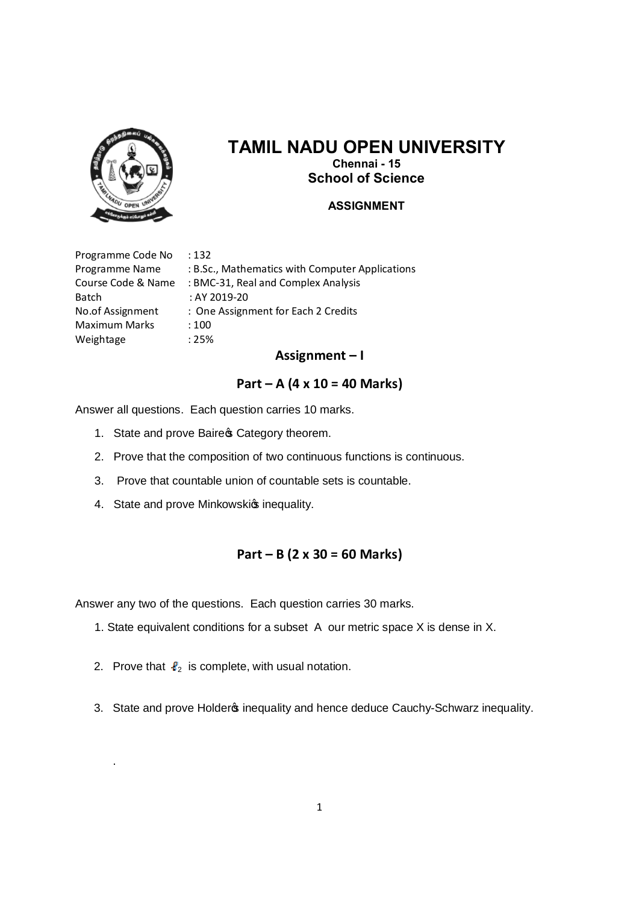# TAMIL NADU OPEN UNIVERSITY

**Chennai - 15**

**School of Science**

**ASSIGNMENT**

Programme Code No : 132
Programme Name : B.Sc., Mathematics with Computer Applications
Course Code & Name : BMC-31, Real and Complex Analysis
Batch : AY 2019-20
No.of Assignment : One Assignment for Each 2 Credits
Maximum Marks : 100
Weightage : 25%

## Assignment – I

### Part – A (4 x 10 = 40 Marks)

Answer all questions. Each question carries 10 marks.

1. State and prove Baire's Category theorem.
2. Prove that the composition of two continuous functions is continuous.
3. Prove that countable union of countable sets is countable.
4. State and prove Minkowski's inequality.

### Part – B (2 x 30 = 60 Marks)

Answer any two of the questions. Each question carries 30 marks.

1. State equivalent conditions for a subset A our metric space X is dense in X.
2. Prove that $\ell_2$ is complete, with usual notation.
3. State and prove Holder's inequality and hence deduce Cauchy-Schwarz inequality.

.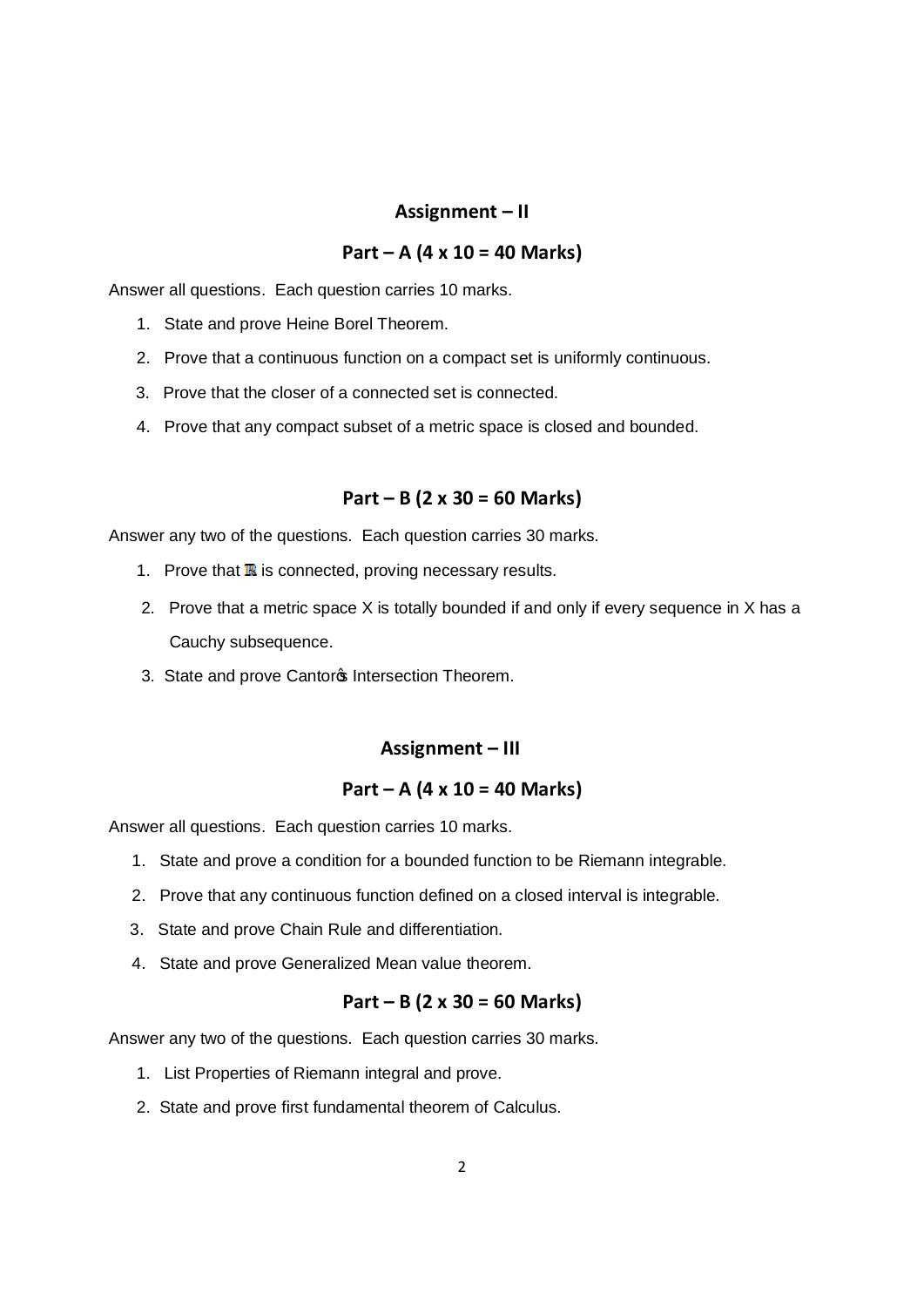## Assignment – II

### Part – A (4 x 10 = 40 Marks)

Answer all questions. Each question carries 10 marks.

1. State and prove Heine Borel Theorem.
2. Prove that a continuous function on a compact set is uniformly continuous.
3. Prove that the closer of a connected set is connected.
4. Prove that any compact subset of a metric space is closed and bounded.

### Part – B (2 x 30 = 60 Marks)

Answer any two of the questions. Each question carries 30 marks.

1. Prove that $\mathbb{R}$ is connected, proving necessary results.
2. Prove that a metric space X is totally bounded if and only if every sequence in X has a Cauchy subsequence.
3. State and prove Cantor's Intersection Theorem.

## Assignment – III

### Part – A (4 x 10 = 40 Marks)

Answer all questions. Each question carries 10 marks.

1. State and prove a condition for a bounded function to be Riemann integrable.
2. Prove that any continuous function defined on a closed interval is integrable.
3. State and prove Chain Rule and differentiation.
4. State and prove Generalized Mean value theorem.

### Part – B (2 x 30 = 60 Marks)

Answer any two of the questions. Each question carries 30 marks.

1. List Properties of Riemann integral and prove.
2. State and prove first fundamental theorem of Calculus.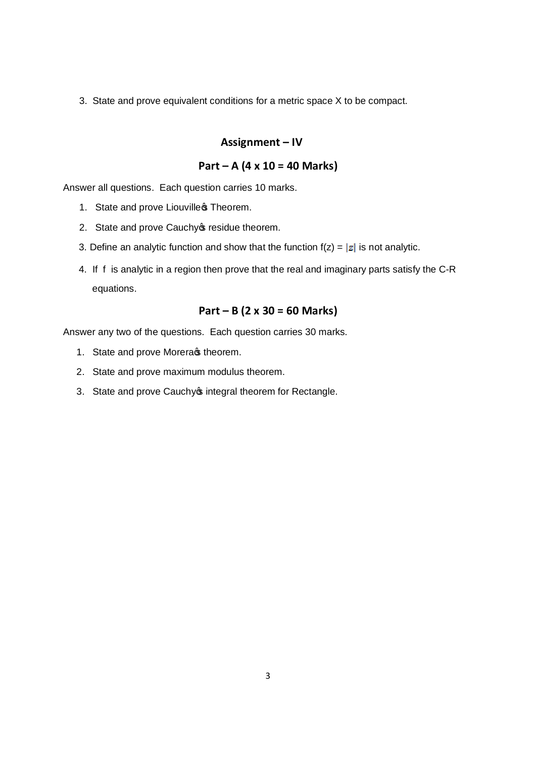3. State and prove equivalent conditions for a metric space X to be compact.

## Assignment – IV

### Part – A (4 x 10 = 40 Marks)

Answer all questions. Each question carries 10 marks.

1. State and prove Liouville's Theorem.
2. State and prove Cauchy's residue theorem.
3. Define an analytic function and show that the function $f(z) = |z|$ is not analytic.
4. If f is analytic in a region then prove that the real and imaginary parts satisfy the C-R equations.

### Part – B (2 x 30 = 60 Marks)

Answer any two of the questions. Each question carries 30 marks.

1. State and prove Morera's theorem.
2. State and prove maximum modulus theorem.
3. State and prove Cauchy's integral theorem for Rectangle.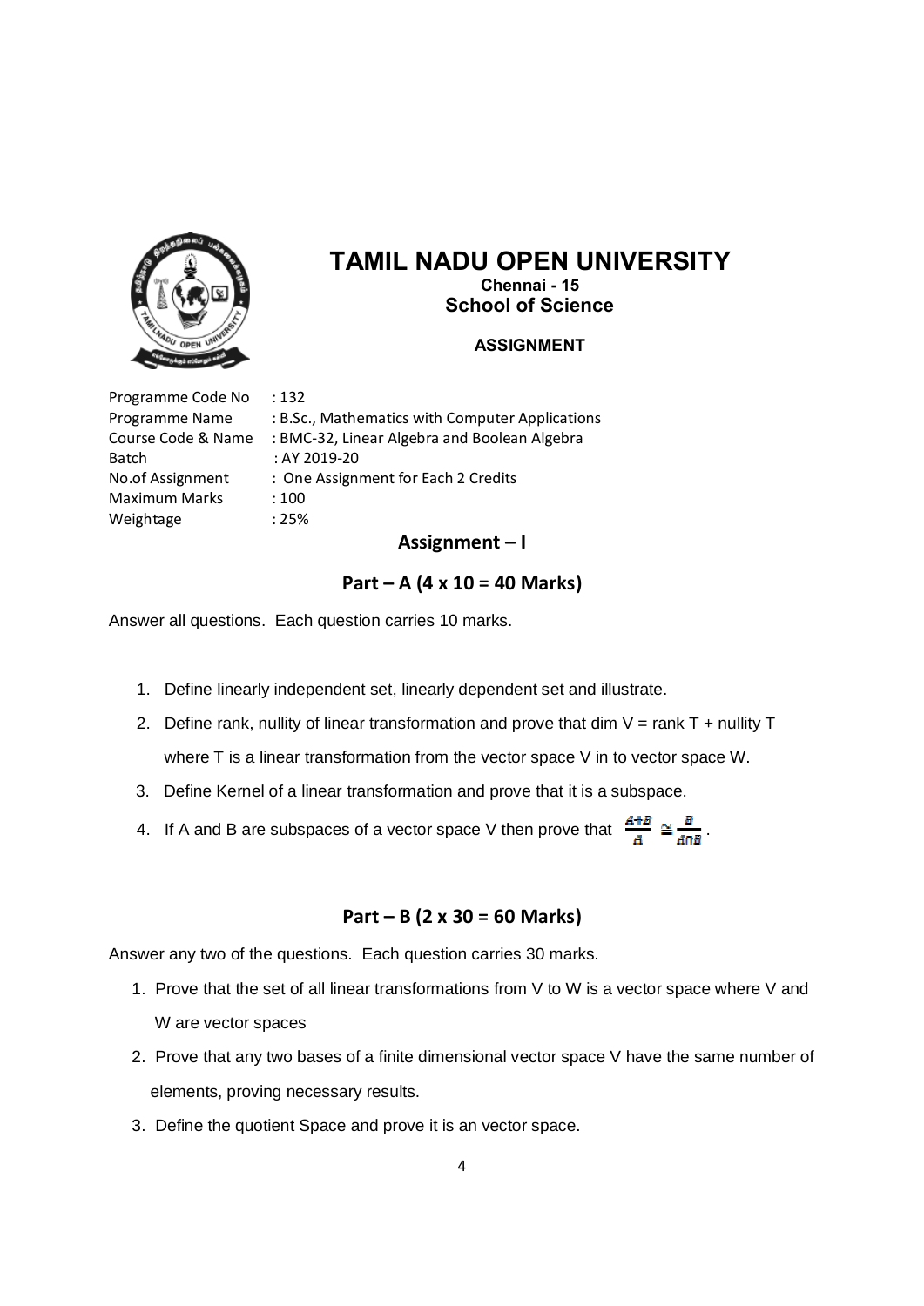# TAMIL NADU OPEN UNIVERSITY

**Chennai - 15**

**School of Science**

**ASSIGNMENT**

| | |
|---|---|
| Programme Code No | : 132 |
| Programme Name | : B.Sc., Mathematics with Computer Applications |
| Course Code & Name | : BMC-32, Linear Algebra and Boolean Algebra |
| Batch | : AY 2019-20 |
| No.of Assignment | : One Assignment for Each 2 Credits |
| Maximum Marks | : 100 |
| Weightage | : 25% |

## Assignment – I

### Part – A (4 x 10 = 40 Marks)

Answer all questions. Each question carries 10 marks.

1. Define linearly independent set, linearly dependent set and illustrate.
2. Define rank, nullity of linear transformation and prove that dim V = rank T + nullity T where T is a linear transformation from the vector space V in to vector space W.
3. Define Kernel of a linear transformation and prove that it is a subspace.
4. If A and B are subspaces of a vector space V then prove that $\frac{A+B}{A} \cong \frac{B}{A \cap B}$.

### Part – B (2 x 30 = 60 Marks)

Answer any two of the questions. Each question carries 30 marks.

1. Prove that the set of all linear transformations from V to W is a vector space where V and W are vector spaces
2. Prove that any two bases of a finite dimensional vector space V have the same number of elements, proving necessary results.
3. Define the quotient Space and prove it is an vector space.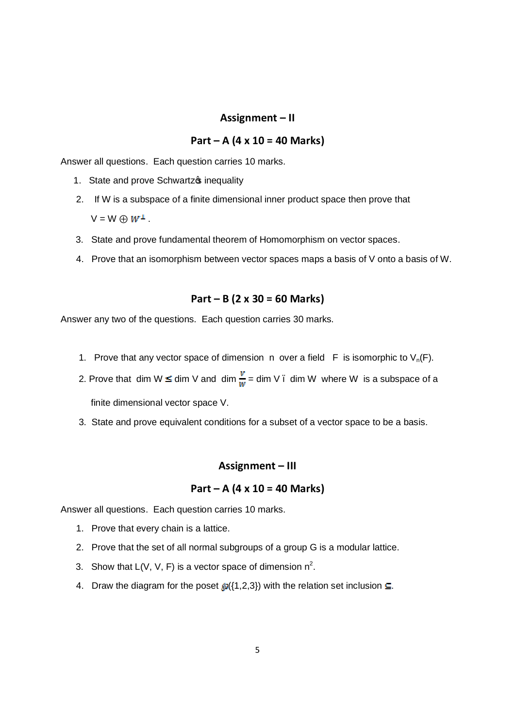## Assignment – II

### Part – A (4 x 10 = 40 Marks)

Answer all questions. Each question carries 10 marks.

1. State and prove Schwartz's inequality
2. If W is a subspace of a finite dimensional inner product space then prove that $V = W \oplus W^{\perp}$.
3. State and prove fundamental theorem of Homomorphism on vector spaces.
4. Prove that an isomorphism between vector spaces maps a basis of V onto a basis of W.

### Part – B (2 x 30 = 60 Marks)

Answer any two of the questions. Each question carries 30 marks.

1. Prove that any vector space of dimension n over a field F is isomorphic to $V_n(F)$.
2. Prove that dim W $\leq$ dim V and dim $\frac{V}{W}$ = dim V – dim W where W is a subspace of a finite dimensional vector space V.
3. State and prove equivalent conditions for a subset of a vector space to be a basis.

## Assignment – III

### Part – A (4 x 10 = 40 Marks)

Answer all questions. Each question carries 10 marks.

1. Prove that every chain is a lattice.
2. Prove that the set of all normal subgroups of a group G is a modular lattice.
3. Show that L(V, V, F) is a vector space of dimension $n^2$.
4. Draw the diagram for the poset $\wp(\{1,2,3\})$ with the relation set inclusion $\subseteq$.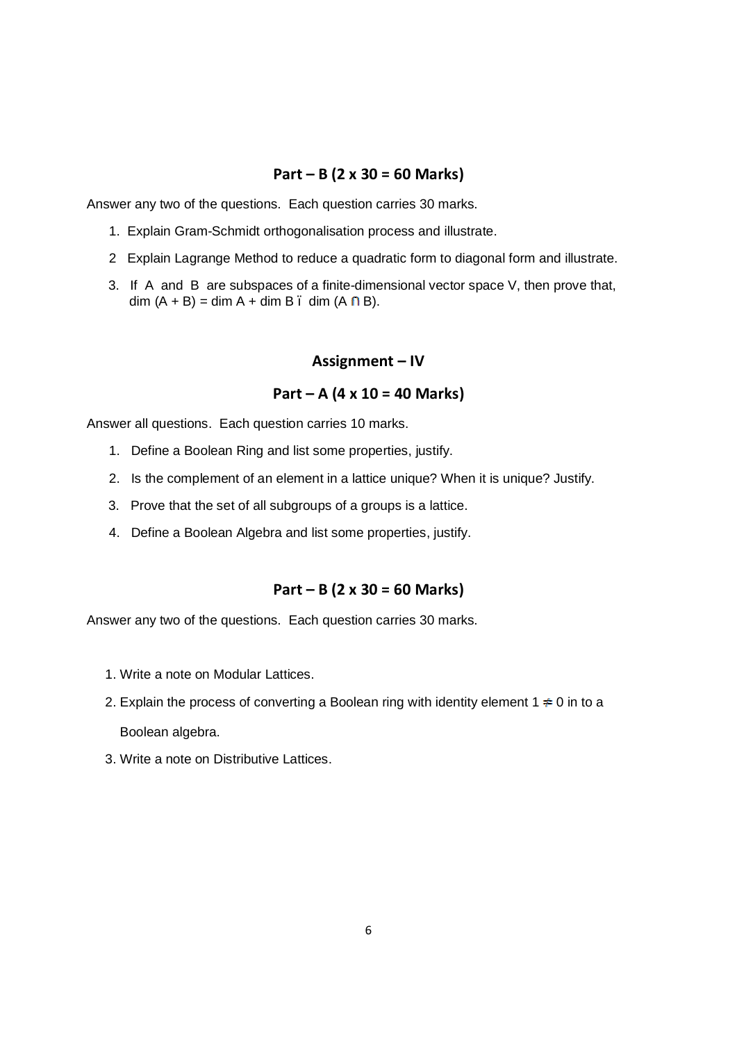## Part – B (2 x 30 = 60 Marks)

Answer any two of the questions. Each question carries 30 marks.

1. Explain Gram-Schmidt orthogonalisation process and illustrate.
2. Explain Lagrange Method to reduce a quadratic form to diagonal form and illustrate.
3. If A and B are subspaces of a finite-dimensional vector space V, then prove that, $\dim (A + B) = \dim A + \dim B - \dim (A \cap B)$.

## Assignment – IV

## Part – A (4 x 10 = 40 Marks)

Answer all questions. Each question carries 10 marks.

1. Define a Boolean Ring and list some properties, justify.
2. Is the complement of an element in a lattice unique? When it is unique? Justify.
3. Prove that the set of all subgroups of a groups is a lattice.
4. Define a Boolean Algebra and list some properties, justify.

## Part – B (2 x 30 = 60 Marks)

Answer any two of the questions. Each question carries 30 marks.

1. Write a note on Modular Lattices.
2. Explain the process of converting a Boolean ring with identity element $1 \neq 0$ in to a Boolean algebra.
3. Write a note on Distributive Lattices.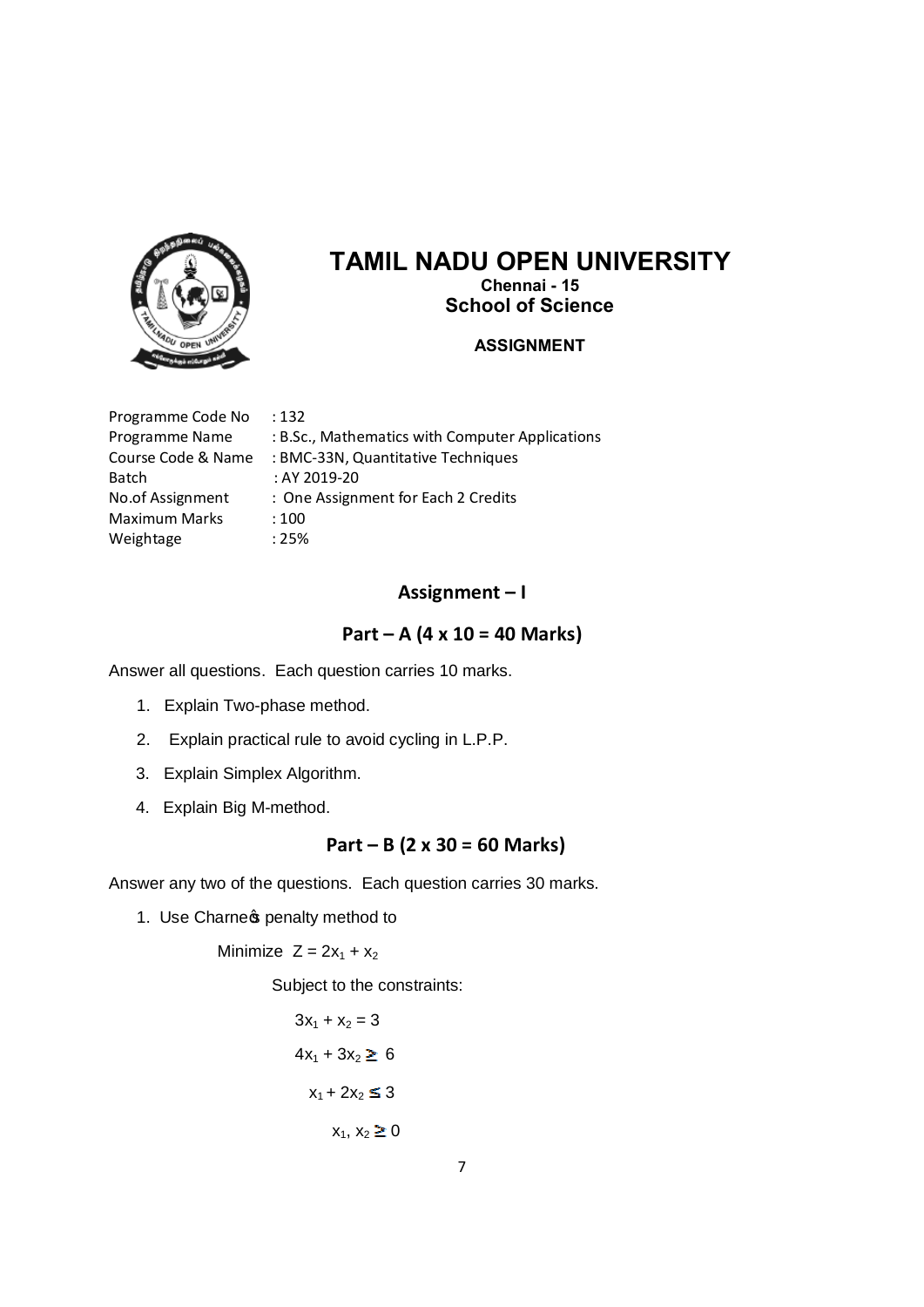# TAMIL NADU OPEN UNIVERSITY

**Chennai - 15**

**School of Science**

**ASSIGNMENT**

Programme Code No : 132
Programme Name : B.Sc., Mathematics with Computer Applications
Course Code & Name : BMC-33N, Quantitative Techniques
Batch : AY 2019-20
No.of Assignment : One Assignment for Each 2 Credits
Maximum Marks : 100
Weightage : 25%

## Assignment – I

### Part – A (4 x 10 = 40 Marks)

Answer all questions. Each question carries 10 marks.

1. Explain Two-phase method.
2. Explain practical rule to avoid cycling in L.P.P.
3. Explain Simplex Algorithm.
4. Explain Big M-method.

### Part – B (2 x 30 = 60 Marks)

Answer any two of the questions. Each question carries 30 marks.

1. Use Charne�s penalty method to

   Minimize $Z = 2x_1 + x_2$

   Subject to the constraints:

   $3x_1 + x_2 = 3$

   $4x_1 + 3x_2 \geq 6$

   $x_1 + 2x_2 \leq 3$

   $x_1, x_2 \geq 0$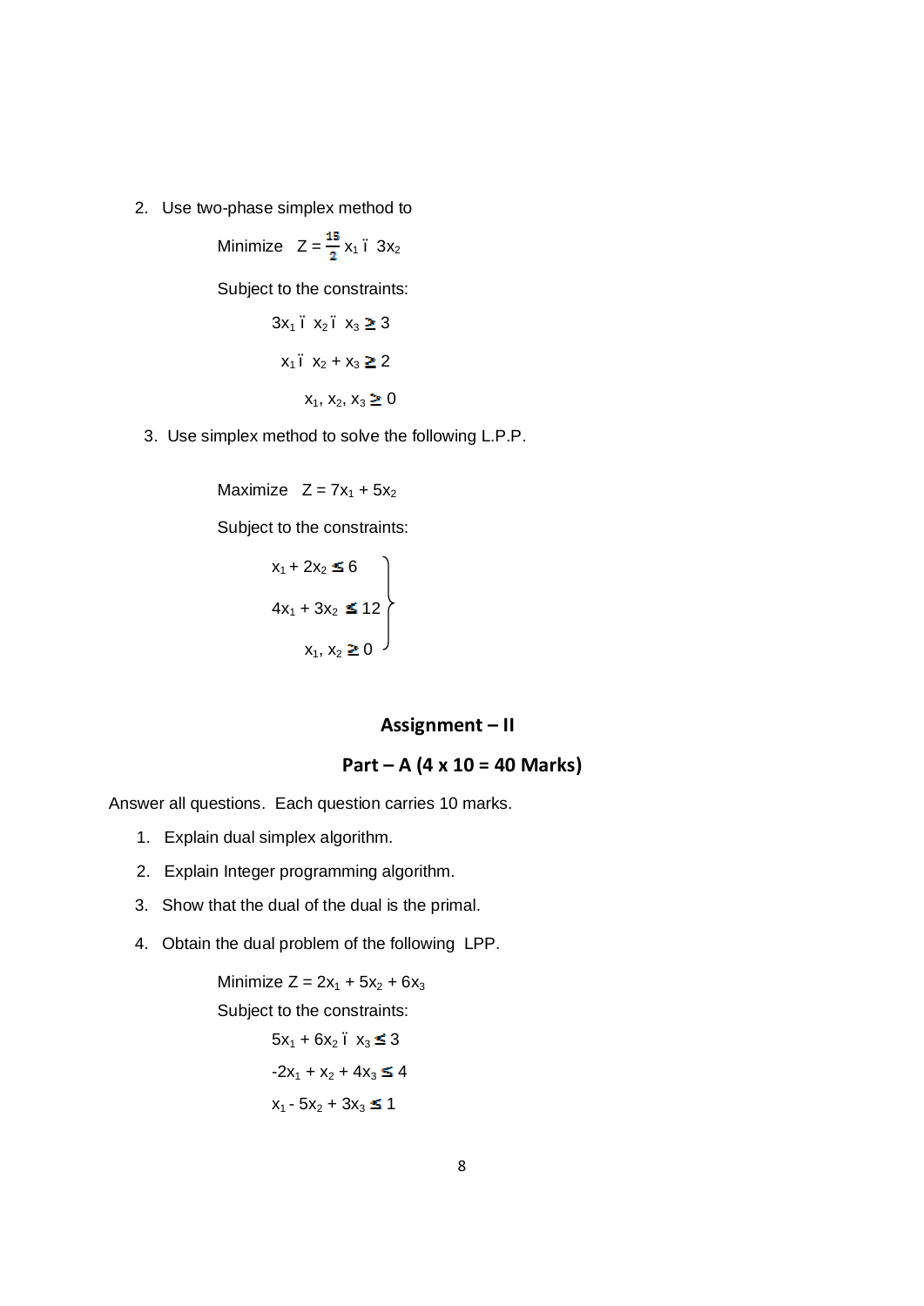2. Use two-phase simplex method to

   Minimize $Z = \frac{15}{2} x_1 - 3x_2$

   Subject to the constraints:

   $$3x_1 - x_2 - x_3 \geq 3$$

   $$x_1 - x_2 + x_3 \geq 2$$

   $$x_1, x_2, x_3 \geq 0$$

3. Use simplex method to solve the following L.P.P.

   Maximize $Z = 7x_1 + 5x_2$

   Subject to the constraints:

   $$\left.\begin{aligned} x_1 + 2x_2 &\leq 6 \\ 4x_1 + 3x_2 &\leq 12 \\ x_1, x_2 &\geq 0 \end{aligned}\right\}$$

## Assignment – II

### Part – A (4 x 10 = 40 Marks)

Answer all questions. Each question carries 10 marks.

1. Explain dual simplex algorithm.
2. Explain Integer programming algorithm.
3. Show that the dual of the dual is the primal.
4. Obtain the dual problem of the following LPP.

   Minimize $Z = 2x_1 + 5x_2 + 6x_3$

   Subject to the constraints:

   $$5x_1 + 6x_2 - x_3 \leq 3$$

   $$-2x_1 + x_2 + 4x_3 \leq 4$$

   $$x_1 - 5x_2 + 3x_3 \leq 1$$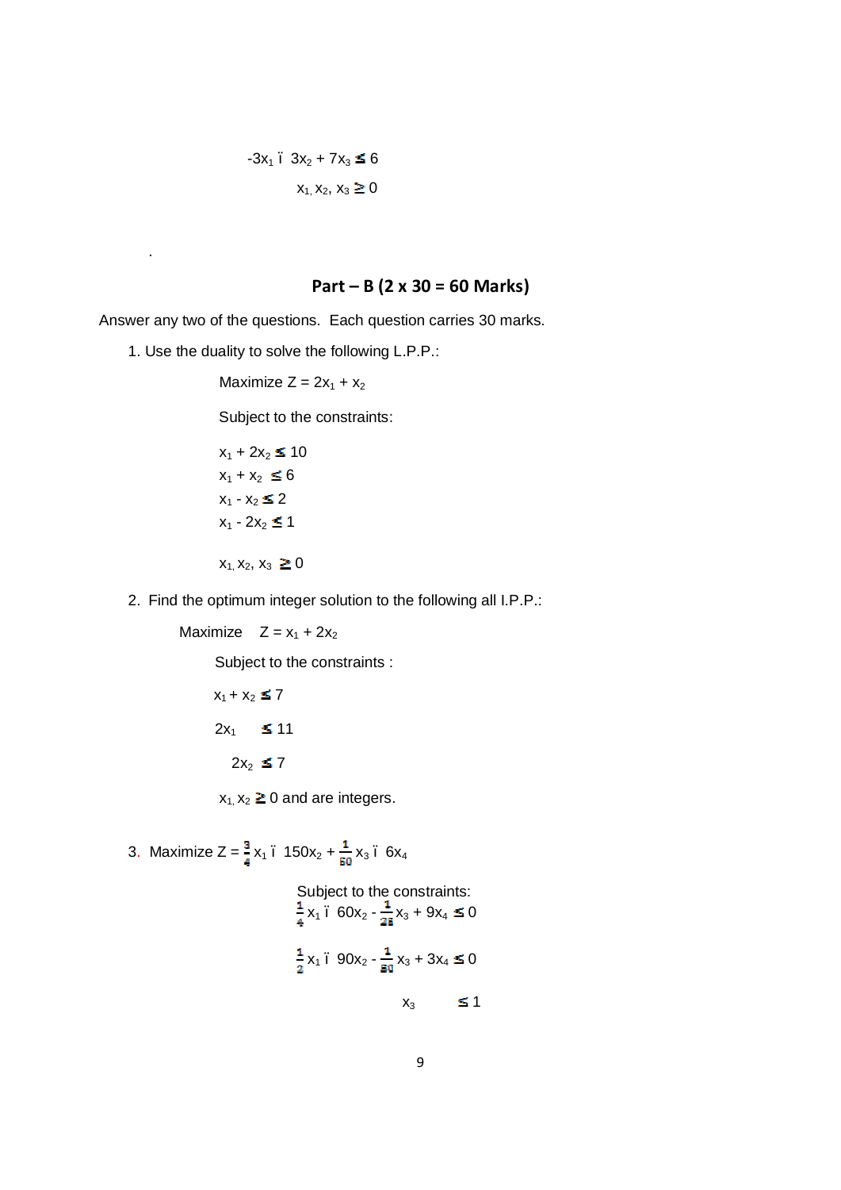$-3x_1 – 3x_2 + 7x_3 \leq 6$

$x_1, x_2, x_3 \geq 0$

.

## Part – B (2 x 30 = 60 Marks)

Answer any two of the questions. Each question carries 30 marks.

1. Use the duality to solve the following L.P.P.:

   Maximize $Z = 2x_1 + x_2$

   Subject to the constraints:

   $x_1 + 2x_2 \leq 10$
   
   $x_1 + x_2 \leq 6$
   
   $x_1 - x_2 \leq 2$
   
   $x_1 - 2x_2 \leq 1$

   $x_1, x_2, x_3 \geq 0$

2. Find the optimum integer solution to the following all I.P.P.:

   Maximize $Z = x_1 + 2x_2$

   Subject to the constraints :

   $x_1 + x_2 \leq 7$

   $2x_1 \leq 11$

   $2x_2 \leq 7$

   $x_1, x_2 \geq 0$ and are integers.

3. Maximize $Z = \frac{3}{4}x_1 – 150x_2 + \frac{1}{50}x_3 – 6x_4$

   Subject to the constraints:
   
   $\frac{1}{4}x_1 – 60x_2 - \frac{1}{25}x_3 + 9x_4 \leq 0$

   $\frac{1}{2}x_1 – 90x_2 - \frac{1}{50}x_3 + 3x_4 \leq 0$

   $x_3 \leq 1$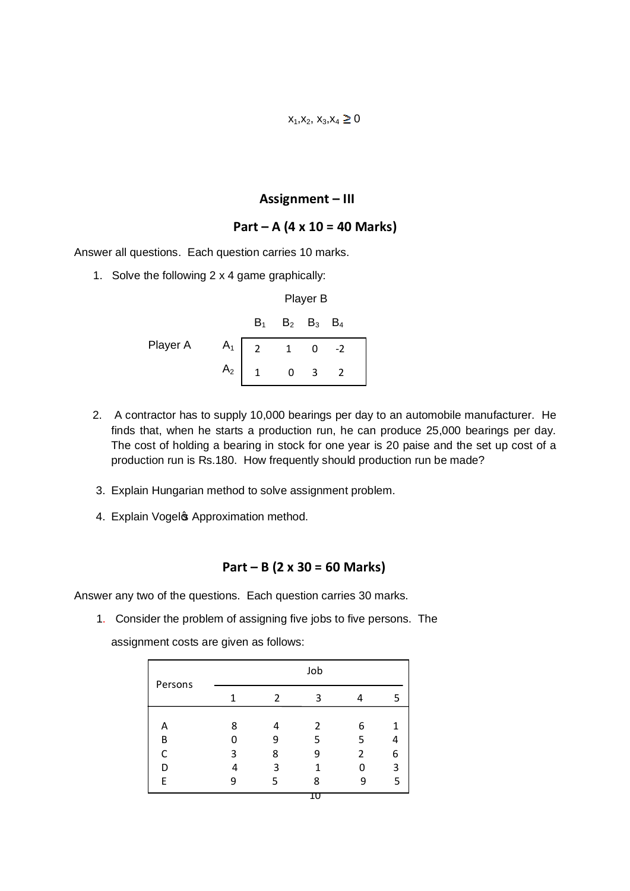$x_1, x_2, x_3, x_4 \geq 0$

## Assignment – III

### Part – A (4 x 10 = 40 Marks)

Answer all questions. Each question carries 10 marks.

1. Solve the following 2 x 4 game graphically:

|  |  | Player B |  |  |  |
|---|---|---|---|---|---|
|  |  | $B_1$ | $B_2$ | $B_3$ | $B_4$ |
| Player A | $A_1$ | 2 | 1 | 0 | -2 |
|  | $A_2$ | 1 | 0 | 3 | 2 |

2. A contractor has to supply 10,000 bearings per day to an automobile manufacturer. He finds that, when he starts a production run, he can produce 25,000 bearings per day. The cost of holding a bearing in stock for one year is 20 paise and the set up cost of a production run is Rs.180. How frequently should production run be made?

3. Explain Hungarian method to solve assignment problem.

4. Explain Vogel's Approximation method.

### Part – B (2 x 30 = 60 Marks)

Answer any two of the questions. Each question carries 30 marks.

1. Consider the problem of assigning five jobs to five persons. The assignment costs are given as follows:

| Persons | Job 1 | Job 2 | Job 3 | Job 4 | Job 5 |
|---|---|---|---|---|---|
| A | 8 | 4 | 2 | 6 | 1 |
| B | 0 | 9 | 5 | 5 | 4 |
| C | 3 | 8 | 9 | 2 | 6 |
| D | 4 | 3 | 1 | 0 | 3 |
| E | 9 | 5 | 8 | 9 | 5 |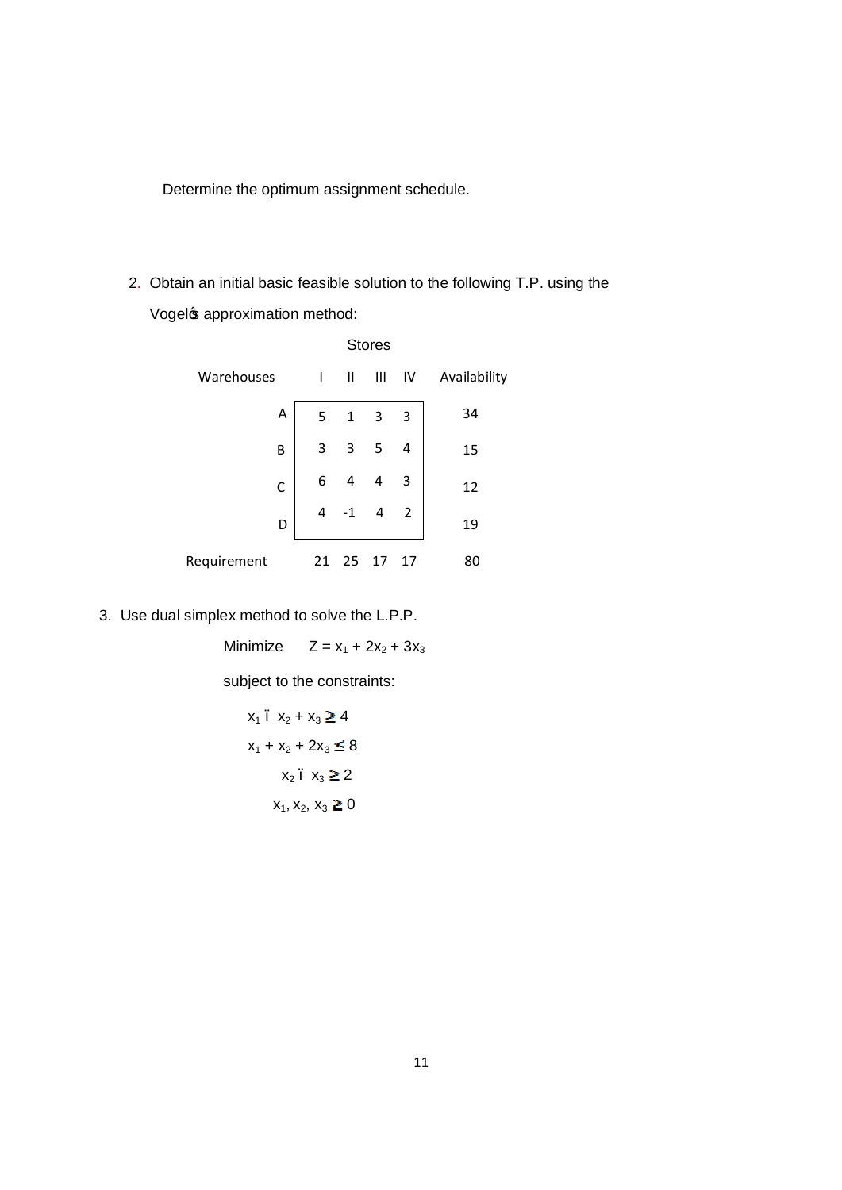Determine the optimum assignment schedule.

2. Obtain an initial basic feasible solution to the following T.P. using the Vogel's approximation method:

| | Stores | | | | |
|---|---|---|---|---|---|
| Warehouses | I | II | III | IV | Availability |
| A | 5 | 1 | 3 | 3 | 34 |
| B | 3 | 3 | 5 | 4 | 15 |
| C | 6 | 4 | 4 | 3 | 12 |
| D | 4 | -1 | 4 | 2 | 19 |
| Requirement | 21 | 25 | 17 | 17 | 80 |

3. Use dual simplex method to solve the L.P.P.

Minimize $Z = x_1 + 2x_2 + 3x_3$

subject to the constraints:

$$x_1 - x_2 + x_3 \geq 4$$

$$x_1 + x_2 + 2x_3 \leq 8$$

$$x_2 - x_3 \geq 2$$

$$x_1, x_2, x_3 \geq 0$$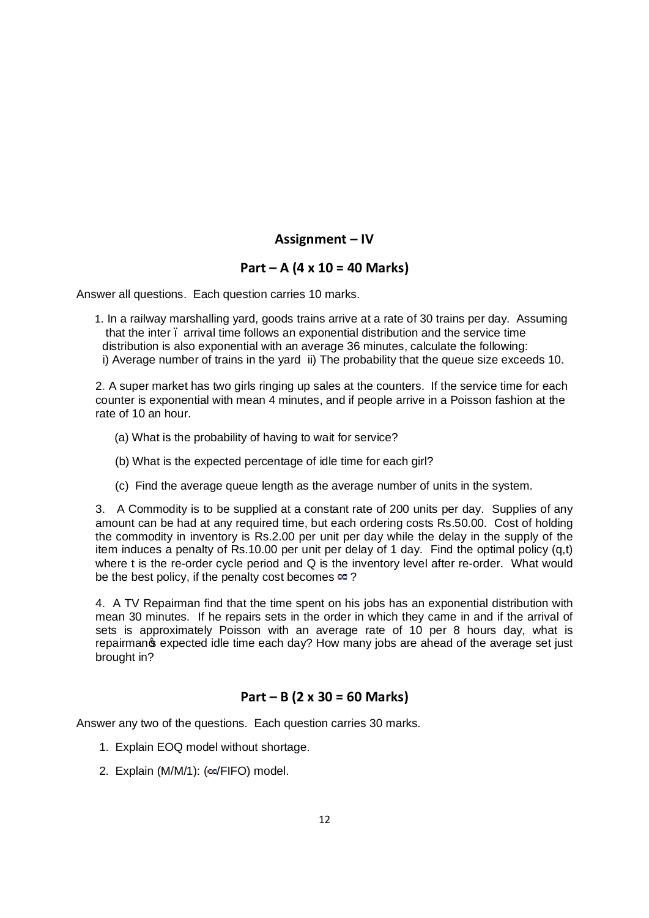## Assignment – IV

### Part – A (4 x 10 = 40 Marks)

Answer all questions. Each question carries 10 marks.

1. In a railway marshalling yard, goods trains arrive at a rate of 30 trains per day. Assuming that the inter – arrival time follows an exponential distribution and the service time distribution is also exponential with an average 36 minutes, calculate the following: i) Average number of trains in the yard ii) The probability that the queue size exceeds 10.

2. A super market has two girls ringing up sales at the counters. If the service time for each counter is exponential with mean 4 minutes, and if people arrive in a Poisson fashion at the rate of 10 an hour.

   (a) What is the probability of having to wait for service?

   (b) What is the expected percentage of idle time for each girl?

   (c) Find the average queue length as the average number of units in the system.

3. A Commodity is to be supplied at a constant rate of 200 units per day. Supplies of any amount can be had at any required time, but each ordering costs Rs.50.00. Cost of holding the commodity in inventory is Rs.2.00 per unit per day while the delay in the supply of the item induces a penalty of Rs.10.00 per unit per delay of 1 day. Find the optimal policy (q,t) where t is the re-order cycle period and Q is the inventory level after re-order. What would be the best policy, if the penalty cost becomes $\infty$ ?

4. A TV Repairman find that the time spent on his jobs has an exponential distribution with mean 30 minutes. If he repairs sets in the order in which they came in and if the arrival of sets is approximately Poisson with an average rate of 10 per 8 hours day, what is repairman's expected idle time each day? How many jobs are ahead of the average set just brought in?

### Part – B (2 x 30 = 60 Marks)

Answer any two of the questions. Each question carries 30 marks.

1. Explain EOQ model without shortage.
2. Explain (M/M/1): ($\infty$/FIFO) model.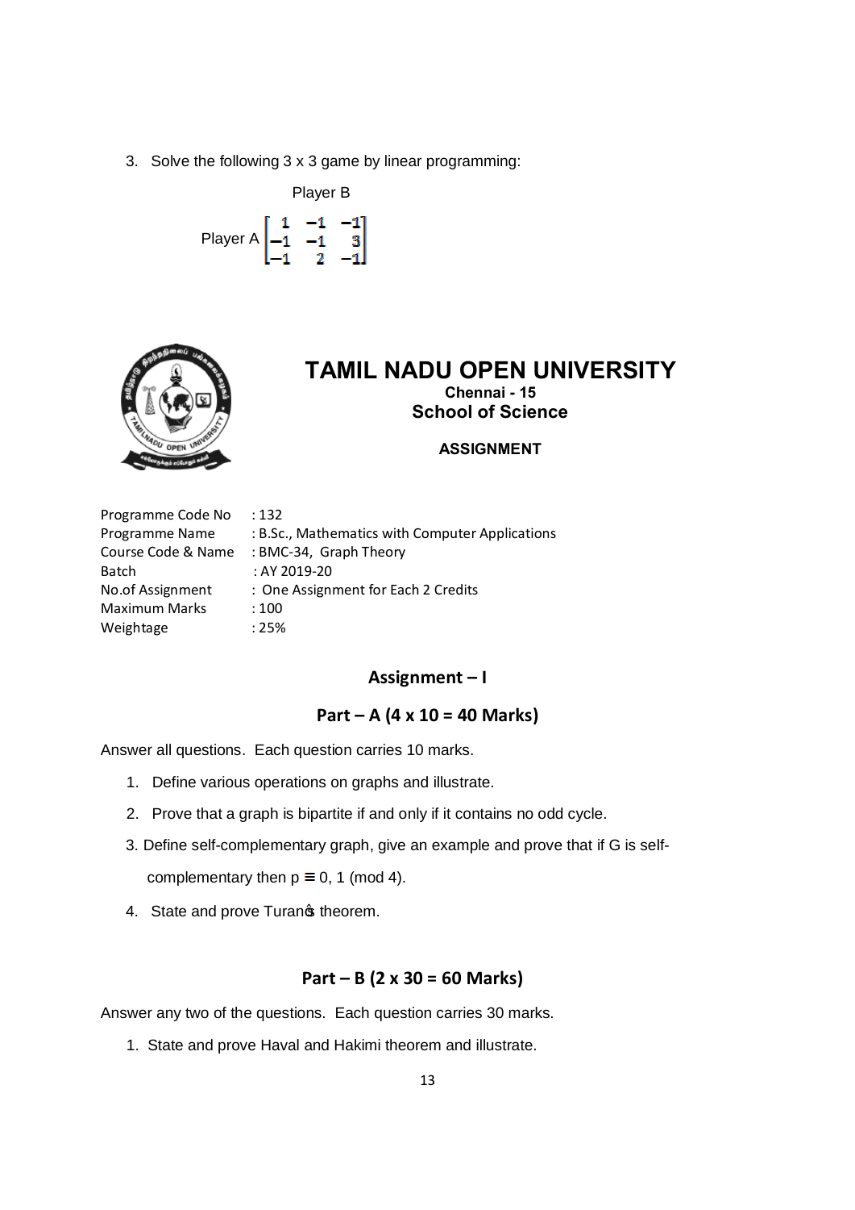3. Solve the following 3 x 3 game by linear programming:

$$\text{Player A} \overset{\text{Player B}}{\begin{bmatrix} 1 & -1 & -1 \\ -1 & -1 & 3 \\ -1 & 2 & -1 \end{bmatrix}}$$

# TAMIL NADU OPEN UNIVERSITY

**Chennai - 15**

**School of Science**

**ASSIGNMENT**

| | |
|---|---|
| Programme Code No | : 132 |
| Programme Name | : B.Sc., Mathematics with Computer Applications |
| Course Code & Name | : BMC-34, Graph Theory |
| Batch | : AY 2019-20 |
| No.of Assignment | : One Assignment for Each 2 Credits |
| Maximum Marks | : 100 |
| Weightage | : 25% |

## Assignment – I

### Part – A (4 x 10 = 40 Marks)

Answer all questions. Each question carries 10 marks.

1. Define various operations on graphs and illustrate.
2. Prove that a graph is bipartite if and only if it contains no odd cycle.
3. Define self-complementary graph, give an example and prove that if G is self-complementary then $p \equiv 0, 1 \pmod 4$.
4. State and prove Turan's theorem.

### Part – B (2 x 30 = 60 Marks)

Answer any two of the questions. Each question carries 30 marks.

1. State and prove Haval and Hakimi theorem and illustrate.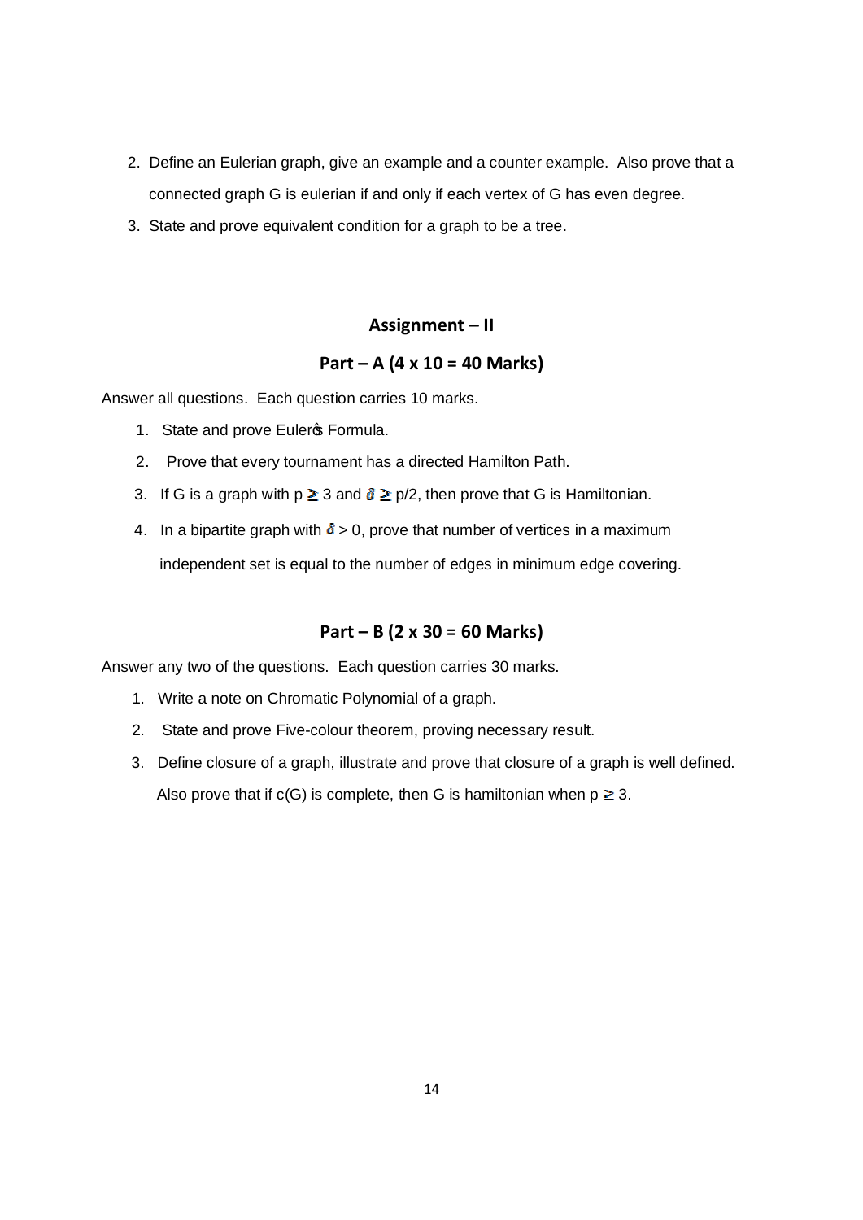2. Define an Eulerian graph, give an example and a counter example. Also prove that a connected graph G is eulerian if and only if each vertex of G has even degree.
3. State and prove equivalent condition for a graph to be a tree.

## Assignment – II

### Part – A (4 x 10 = 40 Marks)

Answer all questions. Each question carries 10 marks.

1. State and prove Euler's Formula.
2. Prove that every tournament has a directed Hamilton Path.
3. If G is a graph with $p \geq 3$ and $\delta \geq p/2$, then prove that G is Hamiltonian.
4. In a bipartite graph with $\delta > 0$, prove that number of vertices in a maximum independent set is equal to the number of edges in minimum edge covering.

### Part – B (2 x 30 = 60 Marks)

Answer any two of the questions. Each question carries 30 marks.

1. Write a note on Chromatic Polynomial of a graph.
2. State and prove Five-colour theorem, proving necessary result.
3. Define closure of a graph, illustrate and prove that closure of a graph is well defined. Also prove that if c(G) is complete, then G is hamiltonian when $p \geq 3$.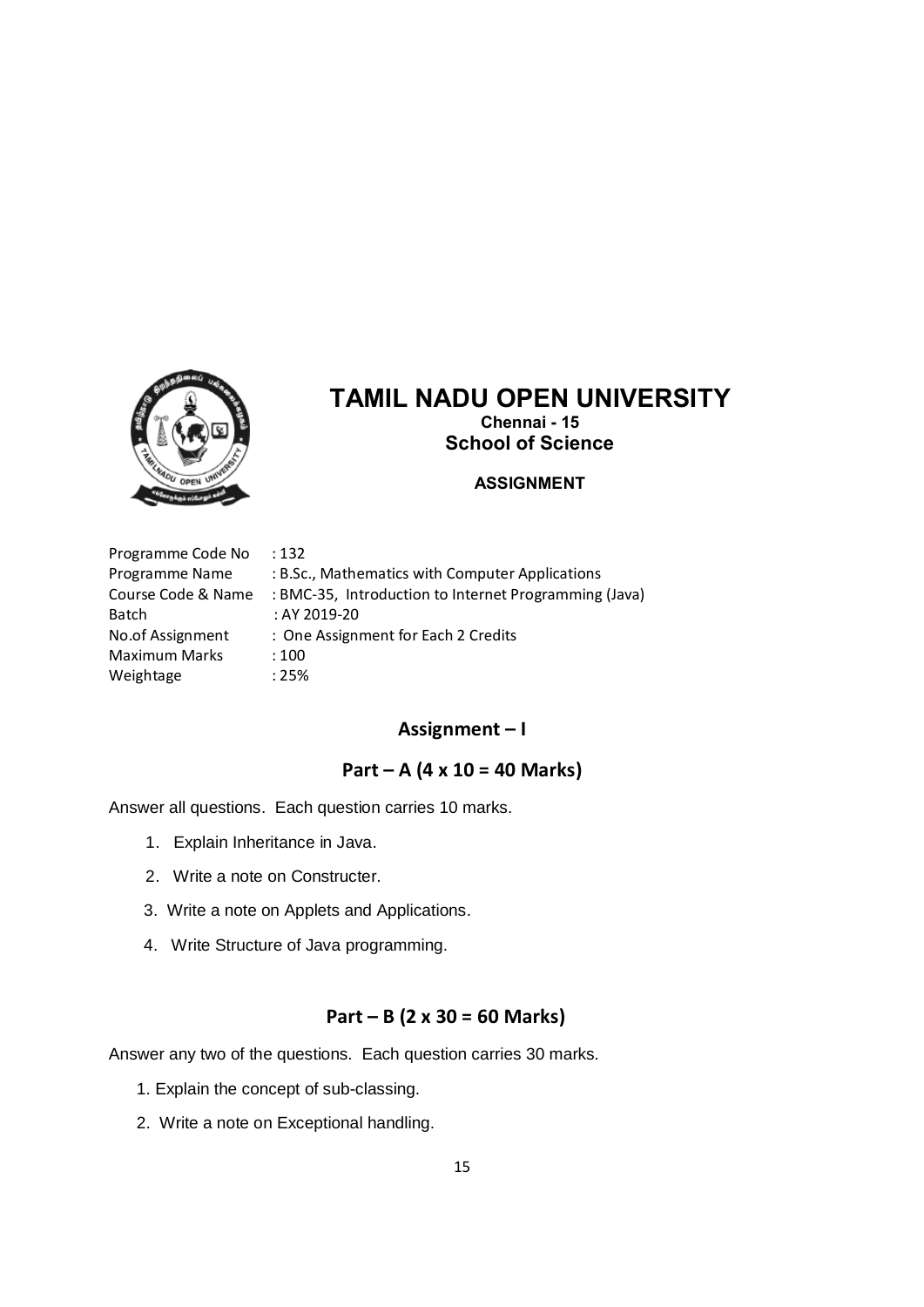# TAMIL NADU OPEN UNIVERSITY

**Chennai - 15**

**School of Science**

**ASSIGNMENT**

| | |
|---|---|
| Programme Code No | : 132 |
| Programme Name | : B.Sc., Mathematics with Computer Applications |
| Course Code & Name | : BMC-35, Introduction to Internet Programming (Java) |
| Batch | : AY 2019-20 |
| No.of Assignment | : One Assignment for Each 2 Credits |
| Maximum Marks | : 100 |
| Weightage | : 25% |

## Assignment – I

### Part – A (4 x 10 = 40 Marks)

Answer all questions. Each question carries 10 marks.

1. Explain Inheritance in Java.
2. Write a note on Constructer.
3. Write a note on Applets and Applications.
4. Write Structure of Java programming.

### Part – B (2 x 30 = 60 Marks)

Answer any two of the questions. Each question carries 30 marks.

1. Explain the concept of sub-classing.
2. Write a note on Exceptional handling.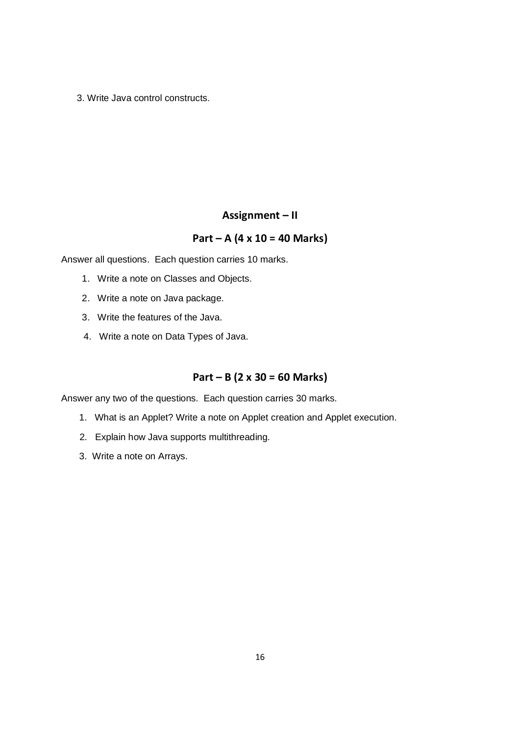3. Write Java control constructs.

## Assignment – II

### Part – A (4 x 10 = 40 Marks)

Answer all questions. Each question carries 10 marks.

1. Write a note on Classes and Objects.
2. Write a note on Java package.
3. Write the features of the Java.
4. Write a note on Data Types of Java.

### Part – B (2 x 30 = 60 Marks)

Answer any two of the questions. Each question carries 30 marks.

1. What is an Applet? Write a note on Applet creation and Applet execution.
2. Explain how Java supports multithreading.
3. Write a note on Arrays.